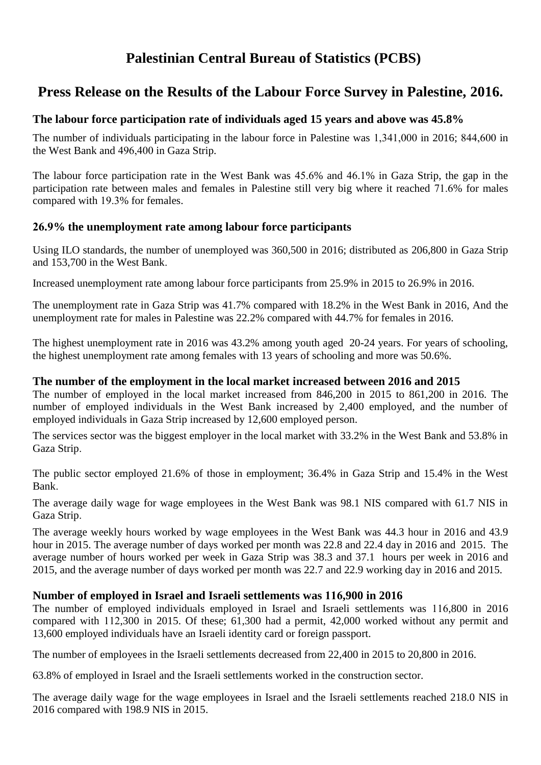# Palestinian Central Bureau of Statistics (PCBS)

## Press Release on the Results of the Labour Force Survey in Palestine, 2016.

### The labour force participation rate of individuals aged 15 years and above was 45.8%

The number of individuals participating in the labour force in Palestine was 1,341,000 in 2016; 844,600 in the West Bank and 496,400 in Gaza Strip.

The labour force participation rate in the West Bank was 45.6% and 46.1% in Gaza Strip, the gap in the participation rate between males and females in Palestine still very big where it reached 71.6% for males compared with 19.3% for females.

### 26.9% the unemployment rate among labour force participants

Using ILO standards, the number of unemployed was 360,500 in 2016; distributed as 206,800 in Gaza Strip and 153,700 in the West Bank.

Increased unemployment rate among labour force participants from 25.9% in 2015 to 26.9% in 2016.

The unemployment rate in Gaza Strip was 41.7% compared with 18.2% in the West Bank in 2016, And the unemployment rate for males in Palestine was 22.2% compared with 44.7% for females in 2016.

The highest unemployment rate in 2016 was 43.2% among youth aged 20-24 years. For years of schooling, the highest unemployment rate among females with 13 years of schooling and more was 50.6%.

### The number of the employment in the local market increased between 2016 and 2015

The number of employed in the local market increased from 846,200 in 2015 to 861,200 in 2016. The number of employed individuals in the West Bank increased by 2,400 employed, and the number of employed individuals in Gaza Strip increased by 12,600 employed person.

The services sector was the biggest employer in the local market with 33.2% in the West Bank and 53.8% in Gaza Strip.

The public sector employed 21.6% of those in employment; 36.4% in Gaza Strip and 15.4% in the West Bank.

The average daily wage for wage employees in the West Bank was 98.1 NIS compared with 61.7 NIS in Gaza Strip.

The average weekly hours worked by wage employees in the West Bank was 44.3 hour in 2016 and 43.9 hour in 2015. The average number of days worked per month was 22.8 and 22.4 day in 2016 and 2015. The average number of hours worked per week in Gaza Strip was 38.3 and 37.1 hours per week in 2016 and 2015, and the average number of days worked per month was 22.7 and 22.9 working day in 2016 and 2015.

### Number of employed in Israel and Israeli settlements was 116,900 in 2016

The number of employed individuals employed in Israel and Israeli settlements was 116,800 in 2016 compared with 112,300 in 2015. Of these; 61,300 had a permit, 42,000 worked without any permit and 13,600 employed individuals have an Israeli identity card or foreign passport.

The number of employees in the Israeli settlements decreased from 22,400 in 2015 to 20,800 in 2016.

63.8% of employed in Israel and the Israeli settlements worked in the construction sector.

The average daily wage for the wage employees in Israel and the Israeli settlements reached 218.0 NIS in 2016 compared with 198.9 NIS in 2015.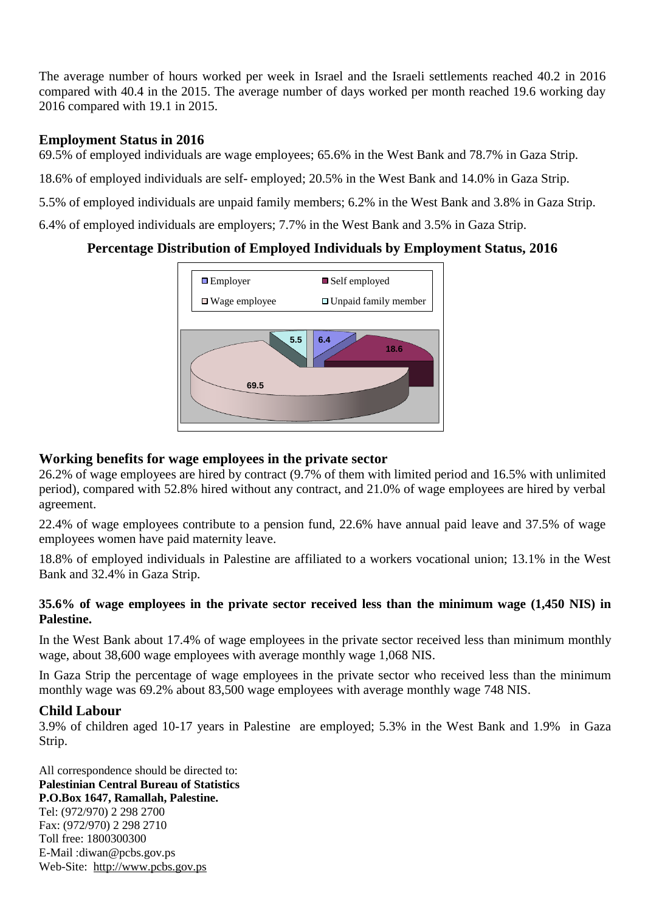The average number of hours worked per week in Israel and the Israeli settlements reached 40.2 in 2016 compared with 40.4 in the 2015. The average number of days worked per month reached 19.6 working day 2016 compared with 19.1 in 2015.

## Employment Status in 2016

69.5% of employed individuals are wage employees; 65.6% in the West Bank and 78.7% in Gaza Strip.

18.6% of employed individuals are self- employed; 20.5% in the West Bank and 14.0% in Gaza Strip.

5.5% of employed individuals are unpaid family members; 6.2% in the West Bank and 3.8% in Gaza Strip.

6.4% of employed individuals are employers; 7.7% in the West Bank and 3.5% in Gaza Strip.

**Percentage Distribution of Employed Individuals by Employment Status, 2016**

Employer
Self employed
Wage employee
Unpaid family member

5.5
6.4
18.6
69.5

## Working benefits for wage employees in the private sector

26.2% of wage employees are hired by contract (9.7% of them with limited period and 16.5% with unlimited period), compared with 52.8% hired without any contract, and 21.0% of wage employees are hired by verbal agreement.

22.4% of wage employees contribute to a pension fund, 22.6% have annual paid leave and 37.5% of wage employees women have paid maternity leave.

18.8% of employed individuals in Palestine are affiliated to a workers vocational union; 13.1% in the West Bank and 32.4% in Gaza Strip.

**35.6% of wage employees in the private sector received less than the minimum wage (1,450 NIS) in Palestine.**

In the West Bank about 17.4% of wage employees in the private sector received less than minimum monthly wage, about 38,600 wage employees with average monthly wage 1,068 NIS.

In Gaza Strip the percentage of wage employees in the private sector who received less than the minimum monthly wage was 69.2% about 83,500 wage employees with average monthly wage 748 NIS.

## Child Labour

3.9% of children aged 10-17 years in Palestine are employed; 5.3% in the West Bank and 1.9% in Gaza Strip.

All correspondence should be directed to:
**Palestinian Central Bureau of Statistics**
**P.O.Box 1647, Ramallah, Palestine.**
Tel: (972/970) 2 298 2700
Fax: (972/970) 2 298 2710
Toll free: 1800300300
E-Mail :diwan@pcbs.gov.ps
Web-Site: http://www.pcbs.gov.ps